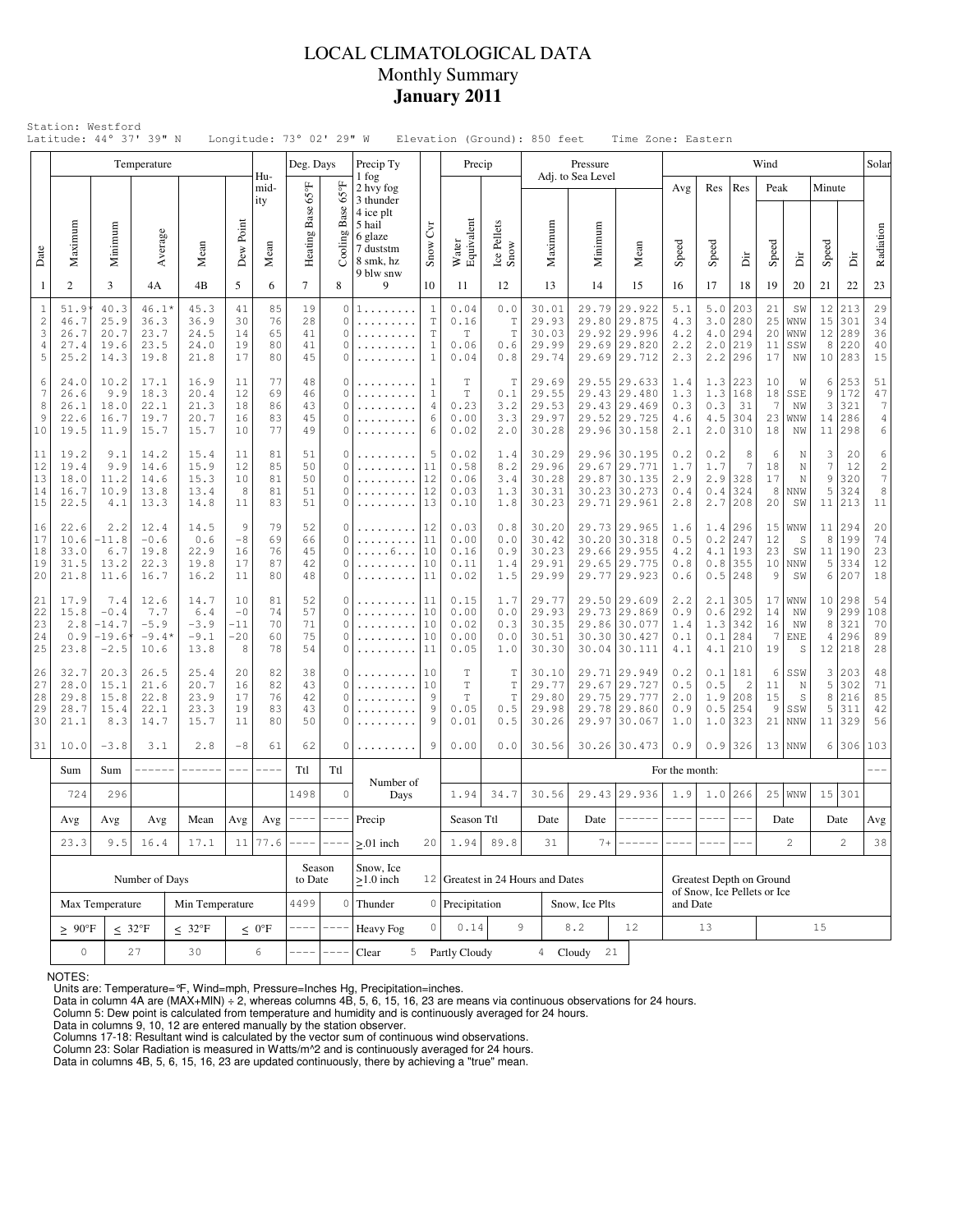# LOCAL CLIMATOLOGICAL DATA
## Monthly Summary
## January 2011

Station: Westford
Latitude: 44° 37' 39" N Longitude: 73° 02' 29" W Elevation (Ground): 850 feet Time Zone: Eastern

| Date | Temperature Maximum | Temperature Minimum | Temperature Average | Temperature Mean | Dew Point | Humidity Mean | Deg. Days Heating Base 65°F | Deg. Days Cooling Base 65°F | Precip Ty (1 fog, 2 hvy fog, 3 thunder, 4 ice plt, 5 hail, 6 glaze, 7 duststm, 8 smk, hz, 9 blw snw) | Snow Cvr | Precip Water Equivalent | Precip Ice Pellets Snow | Pressure Maximum | Pressure Minimum | Pressure Mean | Wind Avg Speed | Wind Res Speed | Wind Res Dir | Wind Peak Speed | Wind Peak Dir | Wind Minute Speed | Wind Minute Dir | Solar Radiation |
|---|---|---|---|---|---|---|---|---|---|---|---|---|---|---|---|---|---|---|---|---|---|---|---|
| 1 | 2 | 3 | 4A | 4B | 5 | 6 | 7 | 8 | 9 | 10 | 11 | 12 | 13 | 14 | 15 | 16 | 17 | 18 | 19 | 20 | 21 | 22 | 23 |
| 1 | 51.9* | 40.3 | 46.1* | 45.3 | 41 | 85 | 19 | 0 | 1........ | 1 | 0.04 | 0.0 | 30.01 | 29.79 | 29.922 | 5.1 | 5.0 | 203 | 21 | SW | 12 | 213 | 29 |
| 2 | 46.7 | 25.9 | 36.3 | 36.9 | 30 | 76 | 28 | 0 | ......... | T | 0.16 | T | 29.93 | 29.80 | 29.875 | 4.3 | 3.0 | 280 | 25 | WNW | 15 | 301 | 34 |
| 3 | 26.7 | 20.7 | 23.7 | 24.5 | 14 | 65 | 41 | 0 | ......... | T | T | T | 30.03 | 29.92 | 29.996 | 4.2 | 4.0 | 294 | 20 | WNW | 12 | 289 | 36 |
| 4 | 27.4 | 19.6 | 23.5 | 24.0 | 19 | 80 | 41 | 0 | ......... | 1 | 0.06 | 0.6 | 29.99 | 29.69 | 29.820 | 2.2 | 2.0 | 219 | 11 | SSW | 8 | 220 | 40 |
| 5 | 25.2 | 14.3 | 19.8 | 21.8 | 17 | 80 | 45 | 0 | ......... | 1 | 0.04 | 0.8 | 29.74 | 29.69 | 29.712 | 2.3 | 2.2 | 296 | 17 | NW | 10 | 283 | 15 |
| 6 | 24.0 | 10.2 | 17.1 | 16.9 | 11 | 77 | 48 | 0 | ......... | 1 | T | T | 29.69 | 29.55 | 29.633 | 1.4 | 1.3 | 223 | 10 | W | 6 | 253 | 51 |
| 7 | 26.6 | 9.9 | 18.3 | 20.4 | 12 | 69 | 46 | 0 | ......... | 1 | T | 0.1 | 29.55 | 29.43 | 29.480 | 1.3 | 1.3 | 168 | 18 | SSE | 9 | 172 | 47 |
| 8 | 26.1 | 18.0 | 22.1 | 21.3 | 18 | 86 | 43 | 0 | ......... | 4 | 0.23 | 3.2 | 29.53 | 29.43 | 29.469 | 0.3 | 0.3 | 31 | 7 | NW | 3 | 321 | 7 |
| 9 | 22.6 | 16.7 | 19.7 | 20.7 | 16 | 83 | 45 | 0 | ......... | 6 | 0.00 | 3.3 | 29.97 | 29.52 | 29.725 | 4.6 | 4.5 | 304 | 23 | WNW | 14 | 286 | 4 |
| 10 | 19.5 | 11.9 | 15.7 | 15.7 | 10 | 77 | 49 | 0 | ......... | 6 | 0.02 | 2.0 | 30.28 | 29.96 | 30.158 | 2.1 | 2.0 | 310 | 18 | NW | 11 | 298 | 6 |
| 11 | 19.2 | 9.1 | 14.2 | 15.4 | 11 | 81 | 51 | 0 | ......... | 5 | 0.02 | 1.4 | 30.29 | 29.96 | 30.195 | 0.2 | 0.2 | 8 | 6 | N | 3 | 20 | 6 |
| 12 | 19.4 | 9.9 | 14.6 | 15.9 | 12 | 85 | 50 | 0 | ......... | 11 | 0.58 | 8.2 | 29.96 | 29.67 | 29.771 | 1.7 | 1.7 | 7 | 18 | N | 7 | 12 | 2 |
| 13 | 18.0 | 11.2 | 14.6 | 15.3 | 10 | 81 | 50 | 0 | ......... | 12 | 0.06 | 3.4 | 30.28 | 29.87 | 30.135 | 2.9 | 2.9 | 328 | 17 | N | 9 | 320 | 7 |
| 14 | 16.7 | 10.9 | 13.8 | 13.4 | 8 | 81 | 51 | 0 | ......... | 12 | 0.03 | 1.3 | 30.31 | 30.23 | 30.273 | 0.4 | 0.4 | 324 | 8 | NNW | 5 | 324 | 8 |
| 15 | 22.5 | 4.1 | 13.3 | 14.8 | 11 | 83 | 51 | 0 | ......... | 13 | 0.10 | 1.8 | 30.23 | 29.71 | 29.961 | 2.8 | 2.7 | 208 | 20 | SW | 11 | 213 | 11 |
| 16 | 22.6 | 2.2 | 12.4 | 14.5 | 9 | 79 | 52 | 0 | ......... | 12 | 0.03 | 0.8 | 30.20 | 29.73 | 29.965 | 1.6 | 1.4 | 296 | 15 | WNW | 11 | 294 | 20 |
| 17 | 10.6 | -11.8 | -0.6 | 0.6 | -8 | 69 | 66 | 0 | ......... | 11 | 0.00 | 0.0 | 30.42 | 30.20 | 30.318 | 0.5 | 0.2 | 247 | 12 | S | 8 | 199 | 74 |
| 18 | 33.0 | 6.7 | 19.8 | 22.9 | 16 | 76 | 45 | 0 | ......6... | 10 | 0.16 | 0.9 | 30.23 | 29.66 | 29.955 | 4.2 | 4.1 | 193 | 23 | SW | 11 | 190 | 23 |
| 19 | 31.5 | 13.2 | 22.3 | 19.8 | 17 | 87 | 42 | 0 | ......... | 10 | 0.11 | 1.4 | 29.91 | 29.65 | 29.775 | 0.8 | 0.8 | 355 | 10 | NNW | 5 | 334 | 12 |
| 20 | 21.8 | 11.6 | 16.7 | 16.2 | 11 | 80 | 48 | 0 | ......... | 11 | 0.02 | 1.5 | 29.99 | 29.77 | 29.923 | 0.6 | 0.5 | 248 | 9 | SW | 6 | 207 | 18 |
| 21 | 17.9 | 7.4 | 12.6 | 14.7 | 10 | 81 | 52 | 0 | ......... | 11 | 0.15 | 1.7 | 29.77 | 29.50 | 29.609 | 2.2 | 2.1 | 305 | 17 | WNW | 10 | 298 | 54 |
| 22 | 15.8 | -0.4 | 7.7 | 6.4 | -0 | 74 | 57 | 0 | ......... | 10 | 0.00 | 0.0 | 29.93 | 29.73 | 29.869 | 0.9 | 0.6 | 292 | 14 | NW | 9 | 299 | 108 |
| 23 | 2.8 | -14.7 | -5.9 | -3.9 | -11 | 70 | 71 | 0 | ......... | 10 | 0.02 | 0.3 | 30.35 | 29.86 | 30.077 | 1.4 | 1.3 | 342 | 16 | NW | 8 | 321 | 70 |
| 24 | 0.9 | -19.6* | -9.4* | -9.1 | -20 | 60 | 75 | 0 | ......... | 10 | 0.00 | 0.0 | 30.51 | 30.30 | 30.427 | 0.1 | 0.1 | 284 | 7 | ENE | 4 | 296 | 89 |
| 25 | 23.8 | -2.5 | 10.6 | 13.8 | 8 | 78 | 54 | 0 | ......... | 11 | 0.05 | 1.0 | 30.30 | 30.04 | 30.111 | 4.1 | 4.1 | 210 | 19 | S | 12 | 218 | 28 |
| 26 | 32.7 | 20.3 | 26.5 | 25.4 | 20 | 82 | 38 | 0 | ......... | 10 | T | T | 30.10 | 29.71 | 29.949 | 0.2 | 0.1 | 181 | 6 | SSW | 3 | 203 | 48 |
| 27 | 28.0 | 15.1 | 21.6 | 20.7 | 16 | 82 | 43 | 0 | ......... | 10 | T | T | 29.77 | 29.67 | 29.727 | 0.5 | 0.5 | 2 | 11 | N | 5 | 302 | 71 |
| 28 | 29.8 | 15.8 | 22.8 | 23.9 | 17 | 76 | 42 | 0 | ......... | 9 | T | T | 29.80 | 29.75 | 29.777 | 2.0 | 1.9 | 208 | 15 | S | 8 | 216 | 85 |
| 29 | 28.7 | 15.4 | 22.1 | 23.3 | 19 | 83 | 43 | 0 | ......... | 9 | 0.05 | 0.5 | 29.98 | 29.78 | 29.860 | 0.9 | 0.5 | 254 | 9 | SSW | 5 | 311 | 42 |
| 30 | 21.1 | 8.3 | 14.7 | 15.7 | 11 | 80 | 50 | 0 | ......... | 9 | 0.01 | 0.5 | 30.26 | 29.97 | 30.067 | 1.0 | 1.0 | 323 | 21 | NNW | 11 | 329 | 56 |
| 31 | 10.0 | -3.8 | 3.1 | 2.8 | -8 | 61 | 62 | 0 | ......... | 9 | 0.00 | 0.0 | 30.56 | 30.26 | 30.473 | 0.9 | 0.9 | 326 | 13 | NNW | 6 | 306 | 103 |
| | Sum | Sum | ------ | ------ | --- | ---- | Ttl | Ttl | Number of Days | | | | For the month: | | | | | | | | | | --- |
| | 724 | 296 | | | | | 1498 | 0 | | | 1.94 | 34.7 | 30.56 | 29.43 | 29.936 | 1.9 | 1.0 | 266 | 25 | WNW | 15 | 301 | |
| | Avg | Avg | Avg | Mean | Avg | Avg | ---- | ---- | Precip | | Season Ttl | | Date | Date | ------ | ---- | ---- | --- | Date | | Date | | Avg |
| | 23.3 | 9.5 | 16.4 | 17.1 | 11 | 77.6 | ---- | ---- | ≥.01 inch | 20 | 1.94 | 89.8 | 31 | 7+ | ------ | ---- | ---- | --- | 2 | | 2 | | 38 |

| Number of Days | | | | Season to Date | | Snow, Ice ≥1.0 inch | 12 | Greatest in 24 Hours and Dates | | | | Greatest Depth on Ground of Snow, Ice Pellets or Ice and Date | |
|---|---|---|---|---|---|---|---|---|---|---|---|---|---|
| Max Temperature | | Min Temperature | | 4499 | 0 | Thunder | 0 | Precipitation | | Snow, Ice Plts | | | |
| ≥ 90°F | ≤ 32°F | ≤ 32°F | ≤ 0°F | ---- | ---- | Heavy Fog | 0 | 0.14 | 9 | 8.2 | 12 | 13 | 15 |
| 0 | 27 | 30 | 6 | ---- | ---- | Clear 5 | | Partly Cloudy 4 | | Cloudy 21 | | | |

NOTES:
Units are: Temperature=°F, Wind=mph, Pressure=Inches Hg, Precipitation=inches.
Data in column 4A are (MAX+MIN) ÷ 2, whereas columns 4B, 5, 6, 15, 16, 23 are means via continuous observations for 24 hours.
Column 5: Dew point is calculated from temperature and humidity and is continuously averaged for 24 hours.
Data in columns 9, 10, 12 are entered manually by the station observer.
Columns 17-18: Resultant wind is calculated by the vector sum of continuous wind observations.
Column 23: Solar Radiation is measured in Watts/m^2 and is continuously averaged for 24 hours.
Data in columns 4B, 5, 6, 15, 16, 23 are updated continuously, there by achieving a "true" mean.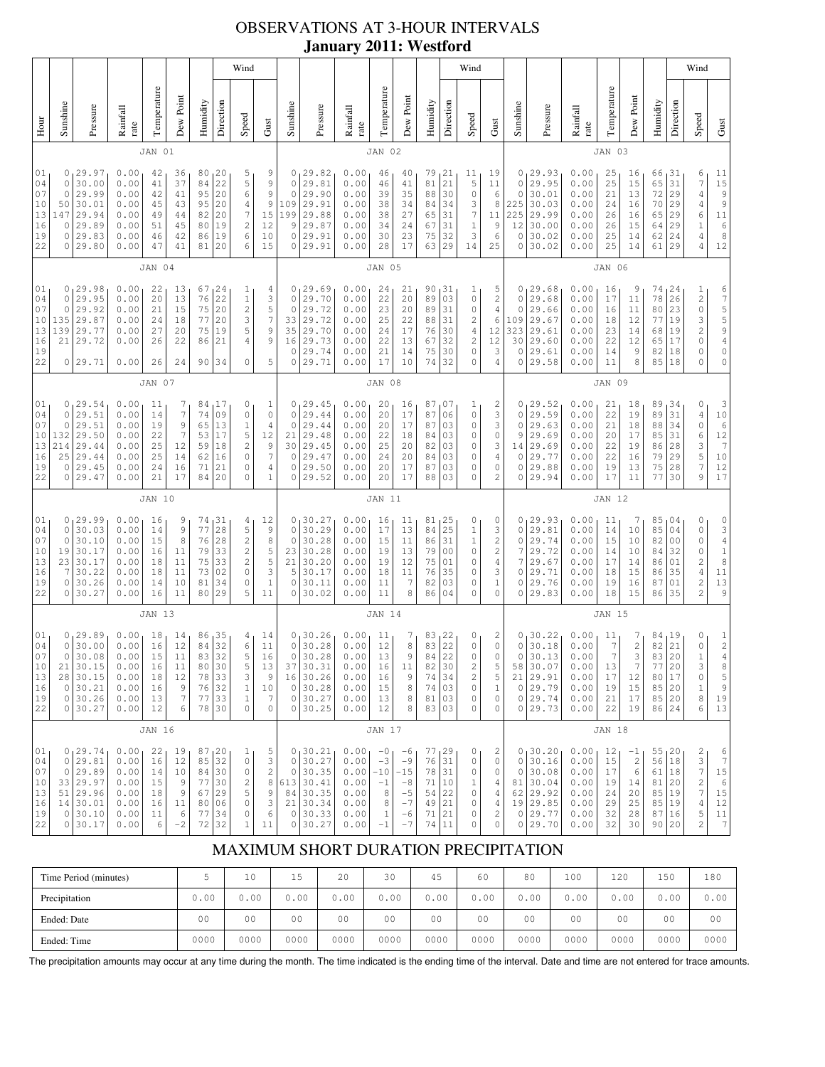# OBSERVATIONS AT 3-HOUR INTERVALS
## January 2011: Westford

### JAN 01

| Hour | Sunshine | Pressure | Rainfall rate | Temperature | Dew Point | Humidity | Wind Direction | Wind Speed | Wind Gust |
|---|---|---|---|---|---|---|---|---|---|
| 01 | 0 | 29.97 | 0.00 | 42 | 36 | 80 | 20 | 5 | 9 |
| 04 | 0 | 30.00 | 0.00 | 41 | 37 | 84 | 22 | 5 | 9 |
| 07 | 0 | 29.99 | 0.00 | 42 | 41 | 95 | 20 | 6 | 9 |
| 10 | 50 | 30.01 | 0.00 | 45 | 43 | 95 | 20 | 4 | 9 |
| 13 | 147 | 29.94 | 0.00 | 49 | 44 | 82 | 20 | 7 | 15 |
| 16 | 0 | 29.89 | 0.00 | 51 | 45 | 80 | 19 | 2 | 12 |
| 19 | 0 | 29.83 | 0.00 | 46 | 42 | 86 | 19 | 6 | 10 |
| 22 | 0 | 29.80 | 0.00 | 47 | 41 | 81 | 20 | 6 | 15 |

### JAN 02

| Hour | Sunshine | Pressure | Rainfall rate | Temperature | Dew Point | Humidity | Wind Direction | Wind Speed | Wind Gust |
|---|---|---|---|---|---|---|---|---|---|
| 01 | 0 | 29.82 | 0.00 | 46 | 40 | 79 | 21 | 11 | 19 |
| 04 | 0 | 29.81 | 0.00 | 46 | 41 | 81 | 21 | 5 | 11 |
| 07 | 0 | 29.90 | 0.00 | 39 | 35 | 88 | 30 | 0 | 6 |
| 10 | 109 | 29.91 | 0.00 | 38 | 34 | 84 | 34 | 3 | 8 |
| 13 | 199 | 29.88 | 0.00 | 38 | 27 | 65 | 31 | 7 | 11 |
| 16 | 9 | 29.87 | 0.00 | 34 | 24 | 67 | 31 | 1 | 9 |
| 19 | 0 | 29.91 | 0.00 | 30 | 23 | 75 | 32 | 3 | 6 |
| 22 | 0 | 29.91 | 0.00 | 28 | 17 | 63 | 29 | 14 | 25 |

### JAN 03

| Hour | Sunshine | Pressure | Rainfall rate | Temperature | Dew Point | Humidity | Wind Direction | Wind Speed | Wind Gust |
|---|---|---|---|---|---|---|---|---|---|
| 01 | 0 | 29.93 | 0.00 | 25 | 16 | 66 | 31 | 6 | 11 |
| 04 | 0 | 29.95 | 0.00 | 25 | 15 | 65 | 31 | 7 | 15 |
| 07 | 0 | 30.01 | 0.00 | 21 | 13 | 72 | 29 | 4 | 9 |
| 10 | 225 | 30.03 | 0.00 | 24 | 16 | 70 | 29 | 4 | 9 |
| 13 | 225 | 29.99 | 0.00 | 26 | 16 | 65 | 29 | 6 | 11 |
| 16 | 12 | 30.00 | 0.00 | 26 | 15 | 64 | 29 | 1 | 6 |
| 19 | 0 | 30.02 | 0.00 | 25 | 14 | 62 | 24 | 4 | 8 |
| 22 | 0 | 30.02 | 0.00 | 25 | 14 | 61 | 29 | 4 | 12 |

### JAN 04

| Hour | Sunshine | Pressure | Rainfall rate | Temperature | Dew Point | Humidity | Wind Direction | Wind Speed | Wind Gust |
|---|---|---|---|---|---|---|---|---|---|
| 01 | 0 | 29.98 | 0.00 | 22 | 13 | 67 | 24 | 1 | 4 |
| 04 | 0 | 29.95 | 0.00 | 20 | 13 | 76 | 22 | 1 | 3 |
| 07 | 0 | 29.92 | 0.00 | 21 | 15 | 75 | 20 | 2 | 5 |
| 10 | 135 | 29.87 | 0.00 | 24 | 18 | 77 | 20 | 3 | 7 |
| 13 | 139 | 29.77 | 0.00 | 27 | 20 | 75 | 19 | 5 | 9 |
| 16 | 21 | 29.72 | 0.00 | 26 | 22 | 86 | 21 | 4 | 9 |
| 19 | | | | | | | | | |
| 22 | 0 | 29.71 | 0.00 | 26 | 24 | 90 | 34 | 0 | 5 |

### JAN 05

| Hour | Sunshine | Pressure | Rainfall rate | Temperature | Dew Point | Humidity | Wind Direction | Wind Speed | Wind Gust |
|---|---|---|---|---|---|---|---|---|---|
| 01 | 0 | 29.69 | 0.00 | 24 | 21 | 90 | 31 | 1 | 5 |
| 04 | 0 | 29.70 | 0.00 | 22 | 20 | 89 | 31 | 0 | 2 |
| 07 | 0 | 29.72 | 0.00 | 23 | 20 | 89 | 31 | 0 | 4 |
| 10 | 33 | 29.72 | 0.00 | 25 | 22 | 88 | 31 | 2 | 6 |
| 13 | 35 | 29.70 | 0.00 | 24 | 17 | 76 | 30 | 4 | 12 |
| 16 | 16 | 29.73 | 0.00 | 22 | 13 | 67 | 32 | 2 | 12 |
| 19 | 0 | 29.74 | 0.00 | 21 | 14 | 75 | 30 | 0 | 3 |
| 22 | 0 | 29.71 | 0.00 | 17 | 10 | 74 | 32 | 0 | 4 |

### JAN 06

| Hour | Sunshine | Pressure | Rainfall rate | Temperature | Dew Point | Humidity | Wind Direction | Wind Speed | Wind Gust |
|---|---|---|---|---|---|---|---|---|---|
| 01 | 0 | 29.68 | 0.00 | 16 | 9 | 74 | 24 | 1 | 6 |
| 04 | 0 | 29.68 | 0.00 | 17 | 11 | 78 | 26 | 2 | 7 |
| 07 | 0 | 29.66 | 0.00 | 16 | 11 | 80 | 23 | 0 | 5 |
| 10 | 109 | 29.67 | 0.00 | 18 | 12 | 77 | 19 | 3 | 5 |
| 13 | 323 | 29.61 | 0.00 | 23 | 14 | 68 | 19 | 2 | 9 |
| 16 | 30 | 29.60 | 0.00 | 22 | 12 | 65 | 17 | 0 | 4 |
| 19 | 0 | 29.61 | 0.00 | 14 | 9 | 82 | 18 | 0 | 0 |
| 22 | 0 | 29.58 | 0.00 | 11 | 8 | 85 | 18 | 0 | 0 |

### JAN 07

| Hour | Sunshine | Pressure | Rainfall rate | Temperature | Dew Point | Humidity | Wind Direction | Wind Speed | Wind Gust |
|---|---|---|---|---|---|---|---|---|---|
| 01 | 0 | 29.54 | 0.00 | 11 | 7 | 84 | 17 | 0 | 1 |
| 04 | 0 | 29.51 | 0.00 | 14 | 7 | 74 | 09 | 0 | 0 |
| 07 | 0 | 29.51 | 0.00 | 19 | 9 | 65 | 13 | 1 | 4 |
| 10 | 132 | 29.50 | 0.00 | 22 | 7 | 53 | 17 | 5 | 12 |
| 13 | 214 | 29.44 | 0.00 | 25 | 12 | 59 | 18 | 2 | 9 |
| 16 | 25 | 29.44 | 0.00 | 25 | 14 | 62 | 16 | 0 | 7 |
| 19 | 0 | 29.45 | 0.00 | 24 | 16 | 71 | 21 | 0 | 4 |
| 22 | 0 | 29.47 | 0.00 | 21 | 17 | 84 | 20 | 0 | 1 |

### JAN 08

| Hour | Sunshine | Pressure | Rainfall rate | Temperature | Dew Point | Humidity | Wind Direction | Wind Speed | Wind Gust |
|---|---|---|---|---|---|---|---|---|---|
| 01 | 0 | 29.45 | 0.00 | 20 | 16 | 87 | 07 | 1 | 2 |
| 04 | 0 | 29.44 | 0.00 | 20 | 17 | 87 | 06 | 0 | 3 |
| 07 | 0 | 29.44 | 0.00 | 20 | 17 | 87 | 03 | 0 | 3 |
| 10 | 21 | 29.48 | 0.00 | 22 | 18 | 84 | 03 | 0 | 0 |
| 13 | 30 | 29.45 | 0.00 | 25 | 20 | 82 | 03 | 0 | 3 |
| 16 | 0 | 29.47 | 0.00 | 24 | 20 | 84 | 03 | 0 | 4 |
| 19 | 0 | 29.50 | 0.00 | 20 | 17 | 87 | 03 | 0 | 0 |
| 22 | 0 | 29.52 | 0.00 | 20 | 17 | 88 | 03 | 0 | 2 |

### JAN 09

| Hour | Sunshine | Pressure | Rainfall rate | Temperature | Dew Point | Humidity | Wind Direction | Wind Speed | Wind Gust |
|---|---|---|---|---|---|---|---|---|---|
| 01 | 0 | 29.52 | 0.00 | 21 | 18 | 89 | 34 | 0 | 3 |
| 04 | 0 | 29.59 | 0.00 | 22 | 19 | 89 | 31 | 4 | 10 |
| 07 | 0 | 29.63 | 0.00 | 21 | 18 | 88 | 34 | 0 | 6 |
| 10 | 9 | 29.69 | 0.00 | 20 | 17 | 85 | 31 | 6 | 12 |
| 13 | 14 | 29.69 | 0.00 | 22 | 19 | 86 | 28 | 3 | 7 |
| 16 | 0 | 29.77 | 0.00 | 22 | 16 | 79 | 29 | 5 | 10 |
| 19 | 0 | 29.88 | 0.00 | 19 | 13 | 75 | 28 | 7 | 12 |
| 22 | 0 | 29.94 | 0.00 | 17 | 11 | 77 | 30 | 9 | 17 |

### JAN 10

| Hour | Sunshine | Pressure | Rainfall rate | Temperature | Dew Point | Humidity | Wind Direction | Wind Speed | Wind Gust |
|---|---|---|---|---|---|---|---|---|---|
| 01 | 0 | 29.99 | 0.00 | 16 | 9 | 74 | 31 | 4 | 12 |
| 04 | 0 | 30.03 | 0.00 | 14 | 9 | 77 | 28 | 5 | 9 |
| 07 | 0 | 30.10 | 0.00 | 15 | 8 | 76 | 28 | 2 | 8 |
| 10 | 19 | 30.17 | 0.00 | 16 | 11 | 79 | 33 | 2 | 5 |
| 13 | 23 | 30.17 | 0.00 | 18 | 11 | 75 | 33 | 2 | 5 |
| 16 | 7 | 30.22 | 0.00 | 18 | 11 | 73 | 02 | 0 | 3 |
| 19 | 0 | 30.26 | 0.00 | 14 | 10 | 81 | 34 | 0 | 1 |
| 22 | 0 | 30.27 | 0.00 | 16 | 11 | 80 | 29 | 5 | 11 |

### JAN 11

| Hour | Sunshine | Pressure | Rainfall rate | Temperature | Dew Point | Humidity | Wind Direction | Wind Speed | Wind Gust |
|---|---|---|---|---|---|---|---|---|---|
| 01 | 0 | 30.27 | 0.00 | 16 | 11 | 81 | 25 | 0 | 0 |
| 04 | 0 | 30.29 | 0.00 | 17 | 13 | 84 | 25 | 1 | 3 |
| 07 | 0 | 30.28 | 0.00 | 15 | 11 | 86 | 31 | 1 | 2 |
| 10 | 23 | 30.28 | 0.00 | 19 | 13 | 79 | 00 | 0 | 2 |
| 13 | 21 | 30.20 | 0.00 | 19 | 12 | 75 | 01 | 0 | 4 |
| 16 | 5 | 30.17 | 0.00 | 18 | 11 | 76 | 35 | 0 | 3 |
| 19 | 0 | 30.11 | 0.00 | 11 | 7 | 82 | 03 | 0 | 1 |
| 22 | 0 | 30.02 | 0.00 | 11 | 8 | 86 | 04 | 0 | 0 |

### JAN 12

| Hour | Sunshine | Pressure | Rainfall rate | Temperature | Dew Point | Humidity | Wind Direction | Wind Speed | Wind Gust |
|---|---|---|---|---|---|---|---|---|---|
| 01 | 0 | 29.93 | 0.00 | 11 | 7 | 85 | 04 | 0 | 0 |
| 04 | 0 | 29.81 | 0.00 | 14 | 10 | 85 | 04 | 0 | 3 |
| 07 | 0 | 29.74 | 0.00 | 15 | 10 | 82 | 00 | 0 | 4 |
| 10 | 7 | 29.72 | 0.00 | 14 | 10 | 84 | 32 | 0 | 1 |
| 13 | 7 | 29.67 | 0.00 | 17 | 14 | 86 | 01 | 2 | 8 |
| 16 | 0 | 29.71 | 0.00 | 18 | 15 | 86 | 35 | 4 | 11 |
| 19 | 0 | 29.76 | 0.00 | 19 | 16 | 87 | 01 | 2 | 13 |
| 22 | 0 | 29.83 | 0.00 | 18 | 15 | 86 | 35 | 2 | 9 |

### JAN 13

| Hour | Sunshine | Pressure | Rainfall rate | Temperature | Dew Point | Humidity | Wind Direction | Wind Speed | Wind Gust |
|---|---|---|---|---|---|---|---|---|---|
| 01 | 0 | 29.89 | 0.00 | 18 | 14 | 86 | 35 | 4 | 14 |
| 04 | 0 | 30.00 | 0.00 | 16 | 12 | 84 | 32 | 6 | 11 |
| 07 | 0 | 30.08 | 0.00 | 15 | 11 | 83 | 32 | 5 | 16 |
| 10 | 21 | 30.15 | 0.00 | 16 | 11 | 80 | 30 | 5 | 13 |
| 13 | 28 | 30.15 | 0.00 | 18 | 12 | 78 | 33 | 3 | 9 |
| 16 | 0 | 30.21 | 0.00 | 16 | 9 | 76 | 32 | 1 | 10 |
| 19 | 0 | 30.26 | 0.00 | 13 | 7 | 77 | 33 | 1 | 7 |
| 22 | 0 | 30.27 | 0.00 | 12 | 6 | 78 | 30 | 0 | 0 |

### JAN 14

| Hour | Sunshine | Pressure | Rainfall rate | Temperature | Dew Point | Humidity | Wind Direction | Wind Speed | Wind Gust |
|---|---|---|---|---|---|---|---|---|---|
| 01 | 0 | 30.26 | 0.00 | 11 | 7 | 83 | 22 | 0 | 2 |
| 04 | 0 | 30.28 | 0.00 | 12 | 8 | 83 | 22 | 0 | 0 |
| 07 | 0 | 30.28 | 0.00 | 13 | 9 | 84 | 22 | 0 | 0 |
| 10 | 37 | 30.31 | 0.00 | 16 | 11 | 82 | 30 | 2 | 5 |
| 13 | 16 | 30.26 | 0.00 | 16 | 9 | 74 | 34 | 2 | 5 |
| 16 | 0 | 30.28 | 0.00 | 15 | 8 | 74 | 03 | 0 | 1 |
| 19 | 0 | 30.27 | 0.00 | 13 | 8 | 81 | 03 | 0 | 0 |
| 22 | 0 | 30.25 | 0.00 | 12 | 8 | 83 | 03 | 0 | 0 |

### JAN 15

| Hour | Sunshine | Pressure | Rainfall rate | Temperature | Dew Point | Humidity | Wind Direction | Wind Speed | Wind Gust |
|---|---|---|---|---|---|---|---|---|---|
| 01 | 0 | 30.22 | 0.00 | 11 | 7 | 84 | 19 | 0 | 1 |
| 04 | 0 | 30.18 | 0.00 | 7 | 2 | 82 | 21 | 0 | 2 |
| 07 | 0 | 30.13 | 0.00 | 7 | 3 | 83 | 20 | 1 | 4 |
| 10 | 58 | 30.07 | 0.00 | 13 | 7 | 77 | 20 | 3 | 8 |
| 13 | 21 | 29.91 | 0.00 | 17 | 12 | 80 | 17 | 0 | 5 |
| 16 | 0 | 29.79 | 0.00 | 19 | 15 | 85 | 20 | 1 | 9 |
| 19 | 0 | 29.74 | 0.00 | 21 | 17 | 85 | 20 | 8 | 19 |
| 22 | 0 | 29.73 | 0.00 | 22 | 19 | 86 | 24 | 6 | 13 |

### JAN 16

| Hour | Sunshine | Pressure | Rainfall rate | Temperature | Dew Point | Humidity | Wind Direction | Wind Speed | Wind Gust |
|---|---|---|---|---|---|---|---|---|---|
| 01 | 0 | 29.74 | 0.00 | 22 | 19 | 87 | 20 | 1 | 5 |
| 04 | 0 | 29.81 | 0.00 | 16 | 12 | 85 | 32 | 0 | 3 |
| 07 | 0 | 29.89 | 0.00 | 14 | 10 | 84 | 30 | 0 | 2 |
| 10 | 33 | 29.97 | 0.00 | 15 | 9 | 77 | 30 | 2 | 8 |
| 13 | 51 | 29.96 | 0.00 | 18 | 9 | 67 | 29 | 5 | 9 |
| 16 | 14 | 30.01 | 0.00 | 16 | 11 | 80 | 06 | 0 | 3 |
| 19 | 0 | 30.10 | 0.00 | 11 | 6 | 77 | 34 | 0 | 6 |
| 22 | 0 | 30.17 | 0.00 | 6 | -2 | 72 | 32 | 1 | 11 |

### JAN 17

| Hour | Sunshine | Pressure | Rainfall rate | Temperature | Dew Point | Humidity | Wind Direction | Wind Speed | Wind Gust |
|---|---|---|---|---|---|---|---|---|---|
| 01 | 0 | 30.21 | 0.00 | -0 | -6 | 77 | 29 | 0 | 2 |
| 04 | 0 | 30.27 | 0.00 | -3 | -9 | 76 | 31 | 0 | 0 |
| 07 | 0 | 30.35 | 0.00 | -10 | -15 | 78 | 31 | 0 | 0 |
| 10 | 613 | 30.41 | 0.00 | -1 | -8 | 71 | 10 | 1 | 4 |
| 13 | 84 | 30.35 | 0.00 | 8 | -5 | 54 | 22 | 0 | 4 |
| 16 | 21 | 30.34 | 0.00 | 8 | -7 | 49 | 21 | 0 | 4 |
| 19 | 0 | 30.33 | 0.00 | 1 | -6 | 71 | 21 | 0 | 2 |
| 22 | 0 | 30.27 | 0.00 | -1 | -7 | 74 | 11 | 0 | 0 |

### JAN 18

| Hour | Sunshine | Pressure | Rainfall rate | Temperature | Dew Point | Humidity | Wind Direction | Wind Speed | Wind Gust |
|---|---|---|---|---|---|---|---|---|---|
| 01 | 0 | 30.20 | 0.00 | 12 | -1 | 55 | 20 | 2 | 6 |
| 04 | 0 | 30.16 | 0.00 | 15 | 2 | 56 | 18 | 3 | 7 |
| 07 | 0 | 30.08 | 0.00 | 17 | 6 | 61 | 18 | 7 | 15 |
| 10 | 81 | 30.04 | 0.00 | 19 | 14 | 81 | 20 | 2 | 6 |
| 13 | 62 | 29.92 | 0.00 | 24 | 20 | 85 | 19 | 7 | 15 |
| 16 | 19 | 29.85 | 0.00 | 29 | 25 | 85 | 19 | 4 | 12 |
| 19 | 0 | 29.77 | 0.00 | 32 | 28 | 87 | 16 | 5 | 11 |
| 22 | 0 | 29.70 | 0.00 | 32 | 30 | 90 | 20 | 2 | 7 |

## MAXIMUM SHORT DURATION PRECIPITATION

| Time Period (minutes) | 5 | 10 | 15 | 20 | 30 | 45 | 60 | 80 | 100 | 120 | 150 | 180 |
|---|---|---|---|---|---|---|---|---|---|---|---|---|
| Precipitation | 0.00 | 0.00 | 0.00 | 0.00 | 0.00 | 0.00 | 0.00 | 0.00 | 0.00 | 0.00 | 0.00 | 0.00 |
| Ended: Date | 00 | 00 | 00 | 00 | 00 | 00 | 00 | 00 | 00 | 00 | 00 | 00 |
| Ended: Time | 0000 | 0000 | 0000 | 0000 | 0000 | 0000 | 0000 | 0000 | 0000 | 0000 | 0000 | 0000 |

The precipitation amounts may occur at any time during the month. The time indicated is the ending time of the interval. Date and time are not entered for trace amounts.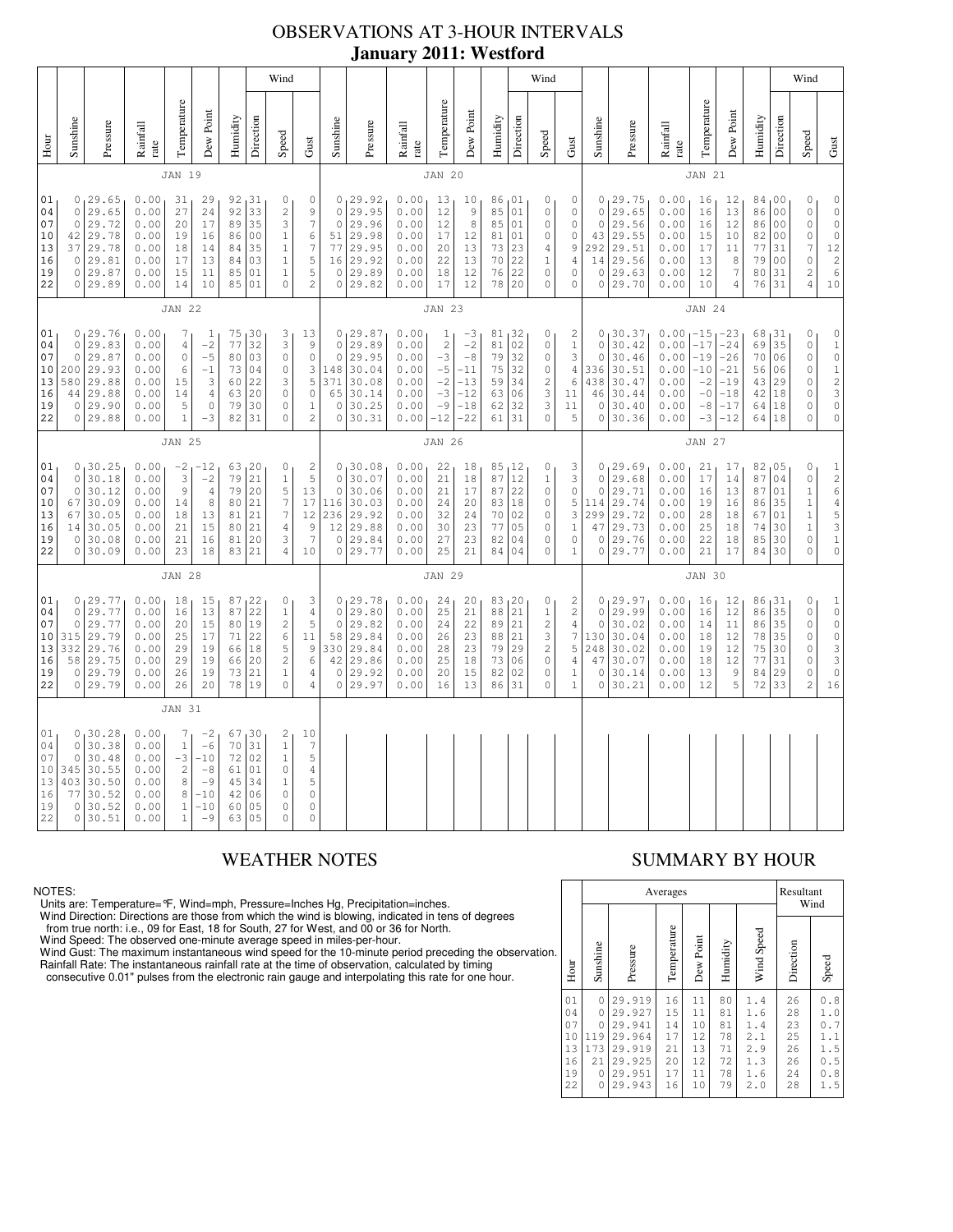# OBSERVATIONS AT 3-HOUR INTERVALS
## January 2011: Westford

### JAN 19

| Hour | Sunshine | Pressure | Rainfall rate | Temperature | Dew Point | Humidity | Wind Direction | Wind Speed | Wind Gust |
|---|---|---|---|---|---|---|---|---|---|
| 01 | 0 | 29.65 | 0.00 | 31 | 29 | 92 | 31 | 0 | 0 |
| 04 | 0 | 29.65 | 0.00 | 27 | 24 | 92 | 33 | 2 | 9 |
| 07 | 0 | 29.72 | 0.00 | 20 | 17 | 89 | 35 | 3 | 7 |
| 10 | 42 | 29.78 | 0.00 | 19 | 16 | 86 | 00 | 1 | 6 |
| 13 | 37 | 29.78 | 0.00 | 18 | 14 | 84 | 35 | 1 | 7 |
| 16 | 0 | 29.81 | 0.00 | 17 | 13 | 84 | 03 | 1 | 5 |
| 19 | 0 | 29.87 | 0.00 | 15 | 11 | 85 | 01 | 1 | 5 |
| 22 | 0 | 29.89 | 0.00 | 14 | 10 | 85 | 01 | 0 | 2 |

### JAN 20

| Hour | Sunshine | Pressure | Rainfall rate | Temperature | Dew Point | Humidity | Wind Direction | Wind Speed | Wind Gust |
|---|---|---|---|---|---|---|---|---|---|
| 01 | 0 | 29.92 | 0.00 | 13 | 10 | 86 | 01 | 0 | 0 |
| 04 | 0 | 29.95 | 0.00 | 12 | 9 | 85 | 01 | 0 | 0 |
| 07 | 0 | 29.96 | 0.00 | 12 | 8 | 85 | 01 | 0 | 0 |
| 10 | 51 | 29.98 | 0.00 | 17 | 12 | 81 | 01 | 0 | 0 |
| 13 | 77 | 29.95 | 0.00 | 20 | 13 | 73 | 23 | 4 | 9 |
| 16 | 16 | 29.92 | 0.00 | 22 | 13 | 70 | 22 | 1 | 4 |
| 19 | 0 | 29.89 | 0.00 | 18 | 12 | 76 | 22 | 0 | 0 |
| 22 | 0 | 29.82 | 0.00 | 17 | 12 | 78 | 20 | 0 | 0 |

### JAN 21

| Hour | Sunshine | Pressure | Rainfall rate | Temperature | Dew Point | Humidity | Wind Direction | Wind Speed | Wind Gust |
|---|---|---|---|---|---|---|---|---|---|
| 01 | 0 | 29.75 | 0.00 | 16 | 12 | 84 | 00 | 0 | 0 |
| 04 | 0 | 29.65 | 0.00 | 16 | 13 | 86 | 00 | 0 | 0 |
| 07 | 0 | 29.56 | 0.00 | 16 | 13 | 86 | 00 | 0 | 0 |
| 10 | 43 | 29.55 | 0.00 | 15 | 10 | 82 | 00 | 0 | 0 |
| 13 | 292 | 29.51 | 0.00 | 17 | 11 | 77 | 31 | 7 | 12 |
| 16 | 14 | 29.56 | 0.00 | 13 | 8 | 79 | 00 | 0 | 2 |
| 19 | 0 | 29.63 | 0.00 | 12 | 7 | 80 | 31 | 2 | 6 |
| 22 | 0 | 29.70 | 0.00 | 10 | 4 | 76 | 31 | 4 | 10 |

### JAN 22

| Hour | Sunshine | Pressure | Rainfall rate | Temperature | Dew Point | Humidity | Wind Direction | Wind Speed | Wind Gust |
|---|---|---|---|---|---|---|---|---|---|
| 01 | 0 | 29.76 | 0.00 | 7 | 1 | 75 | 30 | 3 | 13 |
| 04 | 0 | 29.83 | 0.00 | 4 | -2 | 77 | 32 | 3 | 9 |
| 07 | 0 | 29.87 | 0.00 | 0 | -5 | 80 | 03 | 0 | 0 |
| 10 | 200 | 29.93 | 0.00 | 6 | -1 | 73 | 04 | 0 | 3 |
| 13 | 580 | 29.88 | 0.00 | 15 | 3 | 60 | 22 | 3 | 5 |
| 16 | 44 | 29.88 | 0.00 | 14 | 4 | 63 | 20 | 0 | 0 |
| 19 | 0 | 29.90 | 0.00 | 5 | 0 | 79 | 30 | 0 | 1 |
| 22 | 0 | 29.88 | 0.00 | 1 | -3 | 82 | 31 | 0 | 2 |

### JAN 23

| Hour | Sunshine | Pressure | Rainfall rate | Temperature | Dew Point | Humidity | Wind Direction | Wind Speed | Wind Gust |
|---|---|---|---|---|---|---|---|---|---|
| 01 | 0 | 29.87 | 0.00 | 1 | -3 | 81 | 32 | 0 | 2 |
| 04 | 0 | 29.89 | 0.00 | 2 | -2 | 81 | 02 | 0 | 1 |
| 07 | 0 | 29.95 | 0.00 | -3 | -8 | 79 | 32 | 0 | 3 |
| 10 | 148 | 30.04 | 0.00 | -5 | -11 | 75 | 32 | 0 | 4 |
| 13 | 371 | 30.08 | 0.00 | -2 | -13 | 59 | 34 | 2 | 6 |
| 16 | 65 | 30.14 | 0.00 | -3 | -12 | 63 | 06 | 3 | 11 |
| 19 | 0 | 30.25 | 0.00 | -9 | -18 | 62 | 32 | 3 | 11 |
| 22 | 0 | 30.31 | 0.00 | -12 | -22 | 61 | 31 | 0 | 5 |

### JAN 24

| Hour | Sunshine | Pressure | Rainfall rate | Temperature | Dew Point | Humidity | Wind Direction | Wind Speed | Wind Gust |
|---|---|---|---|---|---|---|---|---|---|
| 01 | 0 | 30.37 | 0.00 | -15 | -23 | 68 | 31 | 0 | 0 |
| 04 | 0 | 30.42 | 0.00 | -17 | -24 | 69 | 35 | 0 | 1 |
| 07 | 0 | 30.46 | 0.00 | -19 | -26 | 70 | 06 | 0 | 0 |
| 10 | 336 | 30.51 | 0.00 | -10 | -21 | 56 | 06 | 0 | 1 |
| 13 | 438 | 30.47 | 0.00 | -2 | -19 | 43 | 29 | 0 | 2 |
| 16 | 46 | 30.44 | 0.00 | -0 | -18 | 42 | 18 | 0 | 3 |
| 19 | 0 | 30.40 | 0.00 | -8 | -17 | 64 | 18 | 0 | 0 |
| 22 | 0 | 30.36 | 0.00 | -3 | -12 | 64 | 18 | 0 | 0 |

### JAN 25

| Hour | Sunshine | Pressure | Rainfall rate | Temperature | Dew Point | Humidity | Wind Direction | Wind Speed | Wind Gust |
|---|---|---|---|---|---|---|---|---|---|
| 01 | 0 | 30.25 | 0.00 | -2 | -12 | 63 | 20 | 0 | 2 |
| 04 | 0 | 30.18 | 0.00 | 3 | -2 | 79 | 21 | 1 | 5 |
| 07 | 0 | 30.12 | 0.00 | 9 | 4 | 79 | 20 | 5 | 13 |
| 10 | 67 | 30.09 | 0.00 | 14 | 8 | 80 | 21 | 7 | 17 |
| 13 | 67 | 30.05 | 0.00 | 18 | 13 | 81 | 21 | 7 | 12 |
| 16 | 14 | 30.05 | 0.00 | 21 | 15 | 80 | 21 | 4 | 9 |
| 19 | 0 | 30.08 | 0.00 | 21 | 16 | 81 | 20 | 3 | 7 |
| 22 | 0 | 30.09 | 0.00 | 23 | 18 | 83 | 21 | 4 | 10 |

### JAN 26

| Hour | Sunshine | Pressure | Rainfall rate | Temperature | Dew Point | Humidity | Wind Direction | Wind Speed | Wind Gust |
|---|---|---|---|---|---|---|---|---|---|
| 01 | 0 | 30.08 | 0.00 | 22 | 18 | 85 | 12 | 0 | 3 |
| 04 | 0 | 30.07 | 0.00 | 21 | 18 | 87 | 12 | 1 | 3 |
| 07 | 0 | 30.06 | 0.00 | 21 | 17 | 87 | 22 | 0 | 0 |
| 10 | 116 | 30.03 | 0.00 | 24 | 20 | 83 | 18 | 0 | 5 |
| 13 | 236 | 29.92 | 0.00 | 32 | 24 | 70 | 02 | 0 | 3 |
| 16 | 12 | 29.88 | 0.00 | 30 | 23 | 77 | 05 | 0 | 1 |
| 19 | 0 | 29.84 | 0.00 | 27 | 23 | 82 | 04 | 0 | 0 |
| 22 | 0 | 29.77 | 0.00 | 25 | 21 | 84 | 04 | 0 | 1 |

### JAN 27

| Hour | Sunshine | Pressure | Rainfall rate | Temperature | Dew Point | Humidity | Wind Direction | Wind Speed | Wind Gust |
|---|---|---|---|---|---|---|---|---|---|
| 01 | 0 | 29.69 | 0.00 | 21 | 17 | 82 | 05 | 0 | 1 |
| 04 | 0 | 29.68 | 0.00 | 17 | 14 | 87 | 04 | 0 | 2 |
| 07 | 0 | 29.71 | 0.00 | 16 | 13 | 87 | 01 | 1 | 6 |
| 10 | 114 | 29.74 | 0.00 | 19 | 16 | 86 | 35 | 1 | 4 |
| 13 | 299 | 29.72 | 0.00 | 28 | 18 | 67 | 01 | 1 | 5 |
| 16 | 47 | 29.73 | 0.00 | 25 | 18 | 74 | 30 | 1 | 3 |
| 19 | 0 | 29.76 | 0.00 | 22 | 18 | 85 | 30 | 0 | 1 |
| 22 | 0 | 29.77 | 0.00 | 21 | 17 | 84 | 30 | 0 | 0 |

### JAN 28

| Hour | Sunshine | Pressure | Rainfall rate | Temperature | Dew Point | Humidity | Wind Direction | Wind Speed | Wind Gust |
|---|---|---|---|---|---|---|---|---|---|
| 01 | 0 | 29.77 | 0.00 | 18 | 15 | 87 | 22 | 0 | 3 |
| 04 | 0 | 29.77 | 0.00 | 16 | 13 | 87 | 22 | 1 | 4 |
| 07 | 0 | 29.77 | 0.00 | 20 | 15 | 80 | 19 | 2 | 5 |
| 10 | 315 | 29.79 | 0.00 | 25 | 17 | 71 | 22 | 6 | 11 |
| 13 | 332 | 29.76 | 0.00 | 29 | 19 | 66 | 18 | 5 | 9 |
| 16 | 58 | 29.75 | 0.00 | 29 | 19 | 66 | 20 | 2 | 6 |
| 19 | 0 | 29.79 | 0.00 | 26 | 19 | 73 | 21 | 1 | 4 |
| 22 | 0 | 29.79 | 0.00 | 26 | 20 | 78 | 19 | 0 | 4 |

### JAN 29

| Hour | Sunshine | Pressure | Rainfall rate | Temperature | Dew Point | Humidity | Wind Direction | Wind Speed | Wind Gust |
|---|---|---|---|---|---|---|---|---|---|
| 01 | 0 | 29.78 | 0.00 | 24 | 20 | 83 | 20 | 0 | 2 |
| 04 | 0 | 29.80 | 0.00 | 25 | 21 | 88 | 21 | 1 | 2 |
| 07 | 0 | 29.82 | 0.00 | 24 | 22 | 89 | 21 | 2 | 4 |
| 10 | 58 | 29.84 | 0.00 | 26 | 23 | 88 | 21 | 3 | 7 |
| 13 | 330 | 29.84 | 0.00 | 28 | 23 | 79 | 29 | 2 | 5 |
| 16 | 42 | 29.86 | 0.00 | 25 | 18 | 73 | 06 | 0 | 4 |
| 19 | 0 | 29.92 | 0.00 | 20 | 15 | 82 | 02 | 0 | 1 |
| 22 | 0 | 29.97 | 0.00 | 16 | 13 | 86 | 31 | 0 | 1 |

### JAN 30

| Hour | Sunshine | Pressure | Rainfall rate | Temperature | Dew Point | Humidity | Wind Direction | Wind Speed | Wind Gust |
|---|---|---|---|---|---|---|---|---|---|
| 01 | 0 | 29.97 | 0.00 | 16 | 12 | 86 | 31 | 0 | 1 |
| 04 | 0 | 29.99 | 0.00 | 16 | 12 | 86 | 35 | 0 | 0 |
| 07 | 0 | 30.02 | 0.00 | 14 | 11 | 86 | 35 | 0 | 0 |
| 10 | 130 | 30.04 | 0.00 | 18 | 12 | 78 | 35 | 0 | 0 |
| 13 | 248 | 30.02 | 0.00 | 19 | 12 | 75 | 30 | 0 | 3 |
| 16 | 47 | 30.07 | 0.00 | 18 | 12 | 77 | 31 | 0 | 3 |
| 19 | 0 | 30.14 | 0.00 | 13 | 9 | 84 | 29 | 0 | 0 |
| 22 | 0 | 30.21 | 0.00 | 12 | 5 | 72 | 33 | 2 | 16 |

### JAN 31

| Hour | Sunshine | Pressure | Rainfall rate | Temperature | Dew Point | Humidity | Wind Direction | Wind Speed | Wind Gust |
|---|---|---|---|---|---|---|---|---|---|
| 01 | 0 | 30.28 | 0.00 | 7 | -2 | 67 | 30 | 2 | 10 |
| 04 | 0 | 30.38 | 0.00 | 1 | -6 | 70 | 31 | 1 | 7 |
| 07 | 0 | 30.48 | 0.00 | -3 | -10 | 72 | 02 | 1 | 5 |
| 10 | 345 | 30.55 | 0.00 | 2 | -8 | 61 | 01 | 0 | 4 |
| 13 | 403 | 30.50 | 0.00 | 8 | -9 | 45 | 34 | 1 | 5 |
| 16 | 77 | 30.52 | 0.00 | 8 | -10 | 42 | 06 | 0 | 0 |
| 19 | 0 | 30.52 | 0.00 | 1 | -10 | 60 | 05 | 0 | 0 |
| 22 | 0 | 30.51 | 0.00 | 1 | -9 | 63 | 05 | 0 | 0 |

## WEATHER NOTES

NOTES:
Units are: Temperature=°F, Wind=mph, Pressure=Inches Hg, Precipitation=inches.
Wind Direction: Directions are those from which the wind is blowing, indicated in tens of degrees from true north: i.e., 09 for East, 18 for South, 27 for West, and 00 or 36 for North.
Wind Speed: The observed one-minute average speed in miles-per-hour.
Wind Gust: The maximum instantaneous wind speed for the 10-minute period preceding the observation.
Rainfall Rate: The instantaneous rainfall rate at the time of observation, calculated by timing consecutive 0.01" pulses from the electronic rain gauge and interpolating this rate for one hour.

## SUMMARY BY HOUR

| Hour | Averages: Sunshine | Pressure | Temperature | Dew Point | Humidity | Wind Speed | Resultant Wind: Direction | Speed |
|---|---|---|---|---|---|---|---|---|
| 01 | 0 | 29.919 | 16 | 11 | 80 | 1.4 | 26 | 0.8 |
| 04 | 0 | 29.927 | 15 | 11 | 81 | 1.6 | 28 | 1.0 |
| 07 | 0 | 29.941 | 14 | 10 | 81 | 1.4 | 23 | 0.7 |
| 10 | 119 | 29.964 | 17 | 12 | 78 | 2.1 | 25 | 1.1 |
| 13 | 173 | 29.919 | 21 | 13 | 71 | 2.9 | 26 | 1.5 |
| 16 | 21 | 29.925 | 20 | 12 | 72 | 1.3 | 26 | 0.5 |
| 19 | 0 | 29.951 | 17 | 11 | 78 | 1.6 | 24 | 0.8 |
| 22 | 0 | 29.943 | 16 | 10 | 79 | 2.0 | 28 | 1.5 |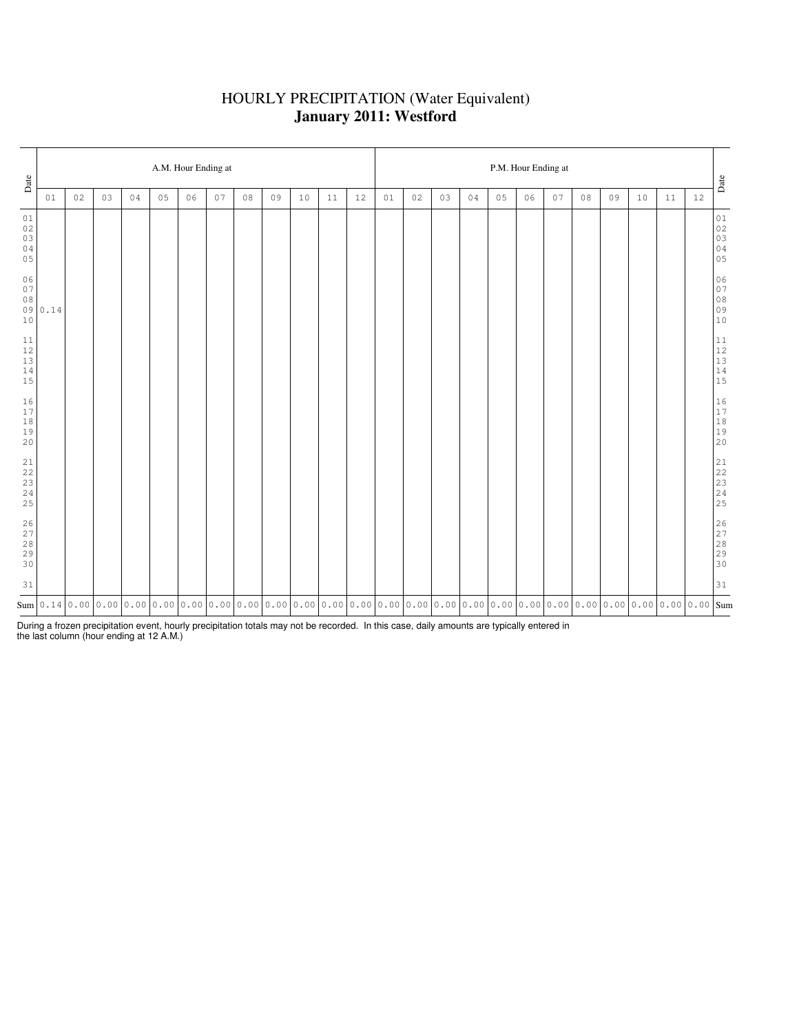# HOURLY PRECIPITATION (Water Equivalent)
## **January 2011: Westford**

| Date | A.M. Hour Ending at | | | | | | | | | | | | P.M. Hour Ending at | | | | | | | | | | | | Date |
|---|---|---|---|---|---|---|---|---|---|---|---|---|---|---|---|---|---|---|---|---|---|---|---|---|---|
| | 01 | 02 | 03 | 04 | 05 | 06 | 07 | 08 | 09 | 10 | 11 | 12 | 01 | 02 | 03 | 04 | 05 | 06 | 07 | 08 | 09 | 10 | 11 | 12 | |
| 01 | | | | | | | | | | | | | | | | | | | | | | | | | 01 |
| 02 | | | | | | | | | | | | | | | | | | | | | | | | | 02 |
| 03 | | | | | | | | | | | | | | | | | | | | | | | | | 03 |
| 04 | | | | | | | | | | | | | | | | | | | | | | | | | 04 |
| 05 | | | | | | | | | | | | | | | | | | | | | | | | | 05 |
| 06 | | | | | | | | | | | | | | | | | | | | | | | | | 06 |
| 07 | | | | | | | | | | | | | | | | | | | | | | | | | 07 |
| 08 | | | | | | | | | | | | | | | | | | | | | | | | | 08 |
| 09 | 0.14 | | | | | | | | | | | | | | | | | | | | | | | | 09 |
| 10 | | | | | | | | | | | | | | | | | | | | | | | | | 10 |
| 11 | | | | | | | | | | | | | | | | | | | | | | | | | 11 |
| 12 | | | | | | | | | | | | | | | | | | | | | | | | | 12 |
| 13 | | | | | | | | | | | | | | | | | | | | | | | | | 13 |
| 14 | | | | | | | | | | | | | | | | | | | | | | | | | 14 |
| 15 | | | | | | | | | | | | | | | | | | | | | | | | | 15 |
| 16 | | | | | | | | | | | | | | | | | | | | | | | | | 16 |
| 17 | | | | | | | | | | | | | | | | | | | | | | | | | 17 |
| 18 | | | | | | | | | | | | | | | | | | | | | | | | | 18 |
| 19 | | | | | | | | | | | | | | | | | | | | | | | | | 19 |
| 20 | | | | | | | | | | | | | | | | | | | | | | | | | 20 |
| 21 | | | | | | | | | | | | | | | | | | | | | | | | | 21 |
| 22 | | | | | | | | | | | | | | | | | | | | | | | | | 22 |
| 23 | | | | | | | | | | | | | | | | | | | | | | | | | 23 |
| 24 | | | | | | | | | | | | | | | | | | | | | | | | | 24 |
| 25 | | | | | | | | | | | | | | | | | | | | | | | | | 25 |
| 26 | | | | | | | | | | | | | | | | | | | | | | | | | 26 |
| 27 | | | | | | | | | | | | | | | | | | | | | | | | | 27 |
| 28 | | | | | | | | | | | | | | | | | | | | | | | | | 28 |
| 29 | | | | | | | | | | | | | | | | | | | | | | | | | 29 |
| 30 | | | | | | | | | | | | | | | | | | | | | | | | | 30 |
| 31 | | | | | | | | | | | | | | | | | | | | | | | | | 31 |
| Sum | 0.14 | 0.00 | 0.00 | 0.00 | 0.00 | 0.00 | 0.00 | 0.00 | 0.00 | 0.00 | 0.00 | 0.00 | 0.00 | 0.00 | 0.00 | 0.00 | 0.00 | 0.00 | 0.00 | 0.00 | 0.00 | 0.00 | 0.00 | 0.00 | Sum |

During a frozen precipitation event, hourly precipitation totals may not be recorded. In this case, daily amounts are typically entered in the last column (hour ending at 12 A.M.)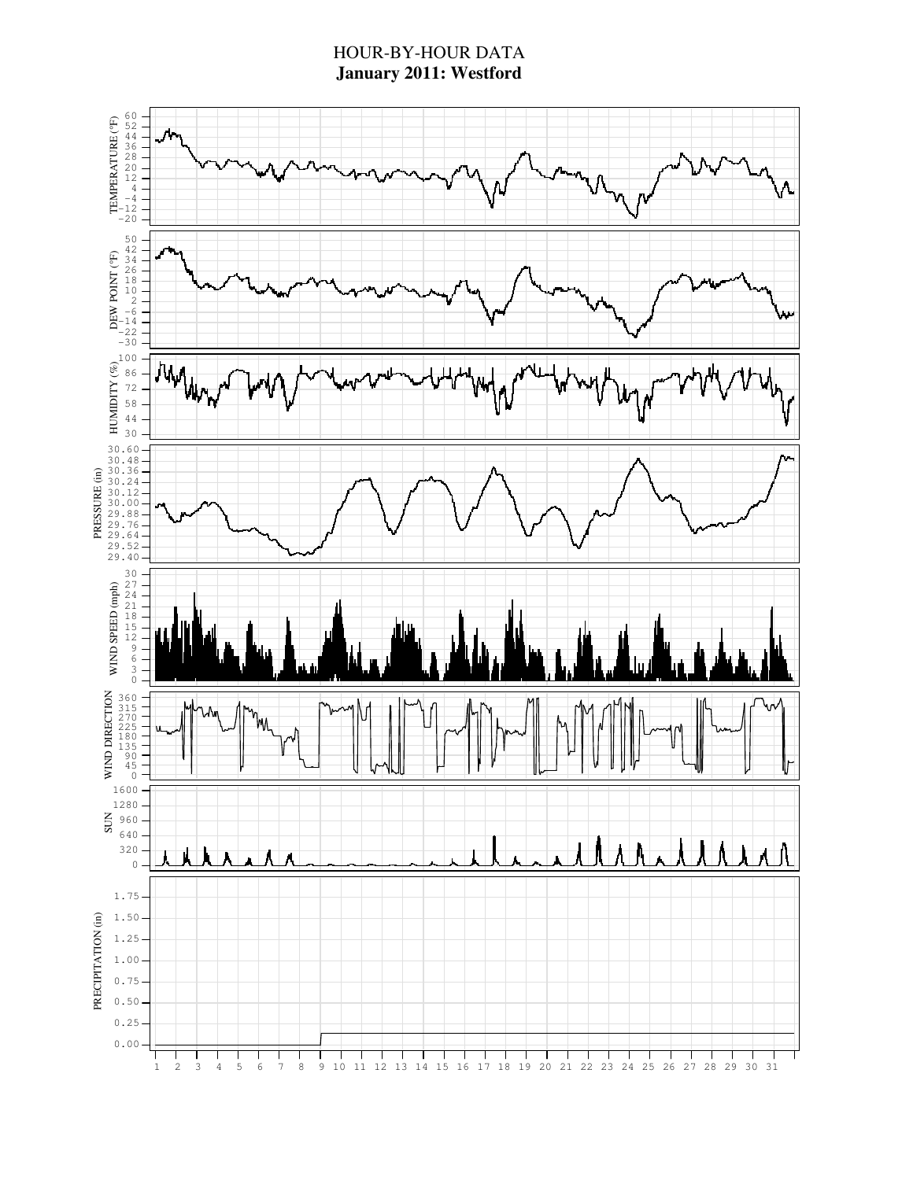# HOUR-BY-HOUR DATA

**January 2011: Westford**

TEMPERATURE (°F)

DEW POINT (°F)

HUMIDITY (%)

PRESSURE (in)

WIND SPEED (mph)

WIND DIRECTION

SUN

PRECIPITATION (in)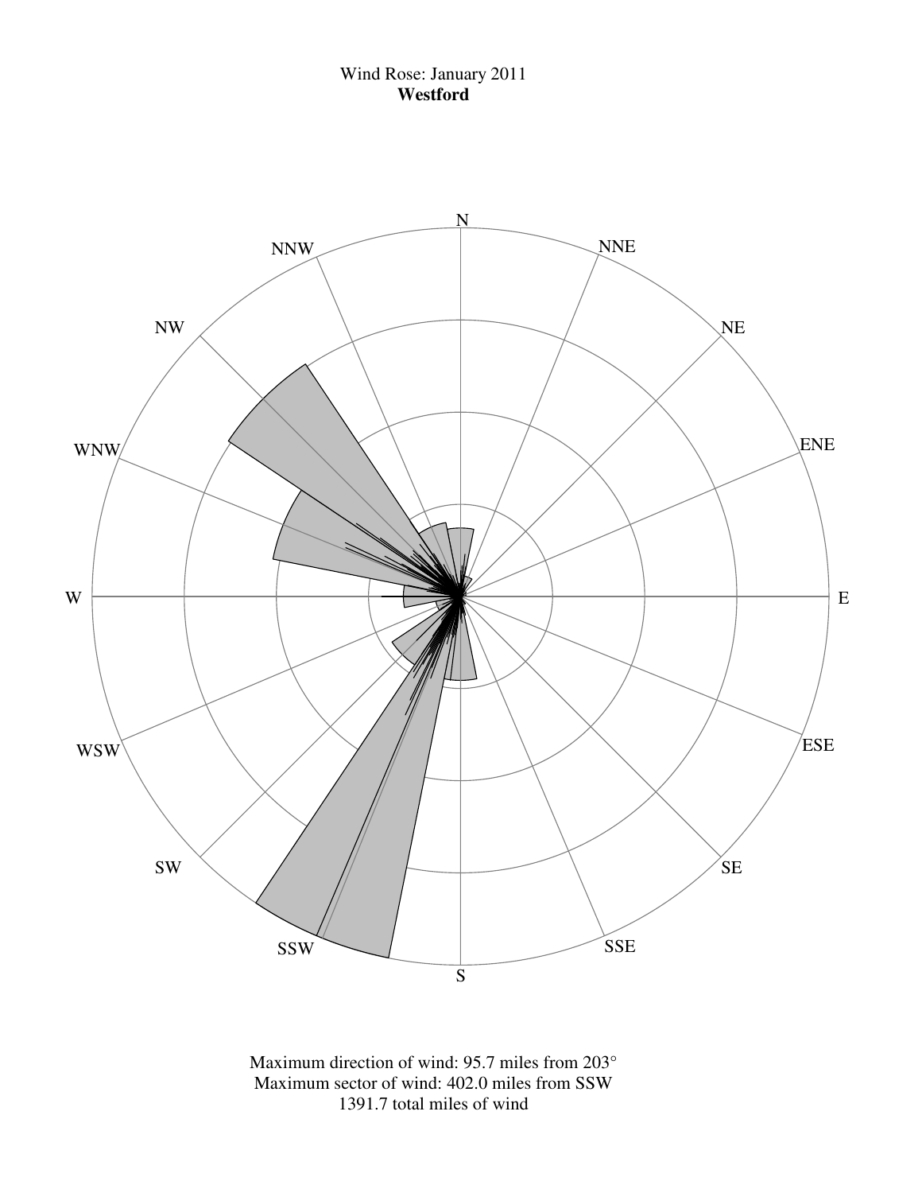Wind Rose: January 2011

**Westford**

N

NNE

NE

ENE

E

ESE

SE

SSE

S

SSW

SW

WSW

W

WNW

NW

NNW

Maximum direction of wind: 95.7 miles from 203°

Maximum sector of wind: 402.0 miles from SSW

1391.7 total miles of wind